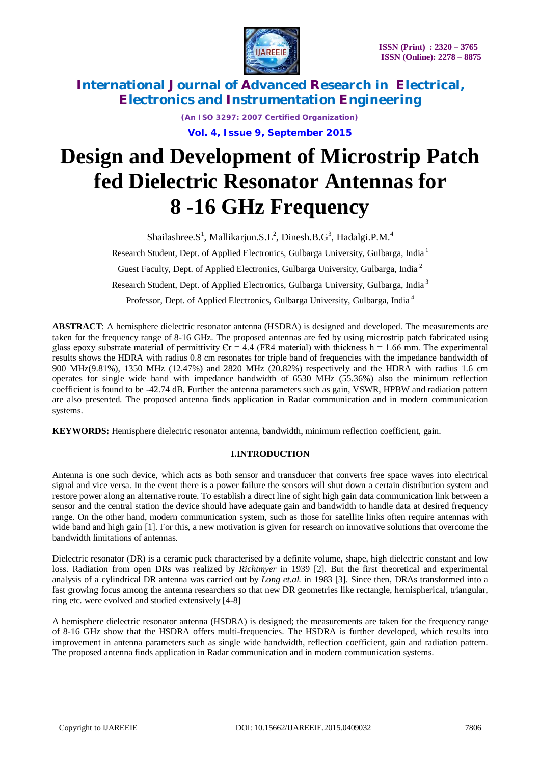# Design and Development of Microstrip Patch fed Dielectric Resonator Antennas for 8 -16 GHz Frequency

Shailashree.S[1], Mallikarjun.S.L[2], Dinesh.B.G[3], Hadalgi.P.M.[4]

Research Student, Dept. of Applied Electronics, Gulbarga University, Gulbarga, India [1]

Guest Faculty, Dept. of Applied Electronics, Gulbarga University, Gulbarga, India [2]

Research Student, Dept. of Applied Electronics, Gulbarga University, Gulbarga, India [3]

Professor, Dept. of Applied Electronics, Gulbarga University, Gulbarga, India [4]

**ABSTRACT**: A hemisphere dielectric resonator antenna (HSDRA) is designed and developed. The measurements are taken for the frequency range of 8-16 GHz. The proposed antennas are fed by using microstrip patch fabricated using glass epoxy substrate material of permittivity $\epsilon_r = 4.4$ (FR4 material) with thickness h = 1.66 mm. The experimental results shows the HDRA with radius 0.8 cm resonates for triple band of frequencies with the impedance bandwidth of 900 MHz(9.81%), 1350 MHz (12.47%) and 2820 MHz (20.82%) respectively and the HDRA with radius 1.6 cm operates for single wide band with impedance bandwidth of 6530 MHz (55.36%) also the minimum reflection coefficient is found to be -42.74 dB. Further the antenna parameters such as gain, VSWR, HPBW and radiation pattern are also presented. The proposed antenna finds application in Radar communication and in modern communication systems.

**KEYWORDS:** Hemisphere dielectric resonator antenna, bandwidth, minimum reflection coefficient, gain.

## I.INTRODUCTION

Antenna is one such device, which acts as both sensor and transducer that converts free space waves into electrical signal and vice versa. In the event there is a power failure the sensors will shut down a certain distribution system and restore power along an alternative route. To establish a direct line of sight high gain data communication link between a sensor and the central station the device should have adequate gain and bandwidth to handle data at desired frequency range. On the other hand, modern communication system, such as those for satellite links often require antennas with wide band and high gain [1]. For this, a new motivation is given for research on innovative solutions that overcome the bandwidth limitations of antennas.

Dielectric resonator (DR) is a ceramic puck characterised by a definite volume, shape, high dielectric constant and low loss. Radiation from open DRs was realized by *Richtmyer* in 1939 [2]. But the first theoretical and experimental analysis of a cylindrical DR antenna was carried out by *Long et.al.* in 1983 [3]. Since then, DRAs transformed into a fast growing focus among the antenna researchers so that new DR geometries like rectangle, hemispherical, triangular, ring etc. were evolved and studied extensively [4-8]

A hemisphere dielectric resonator antenna (HSDRA) is designed; the measurements are taken for the frequency range of 8-16 GHz show that the HSDRA offers multi-frequencies. The HSDRA is further developed, which results into improvement in antenna parameters such as single wide bandwidth, reflection coefficient, gain and radiation pattern. The proposed antenna finds application in Radar communication and in modern communication systems.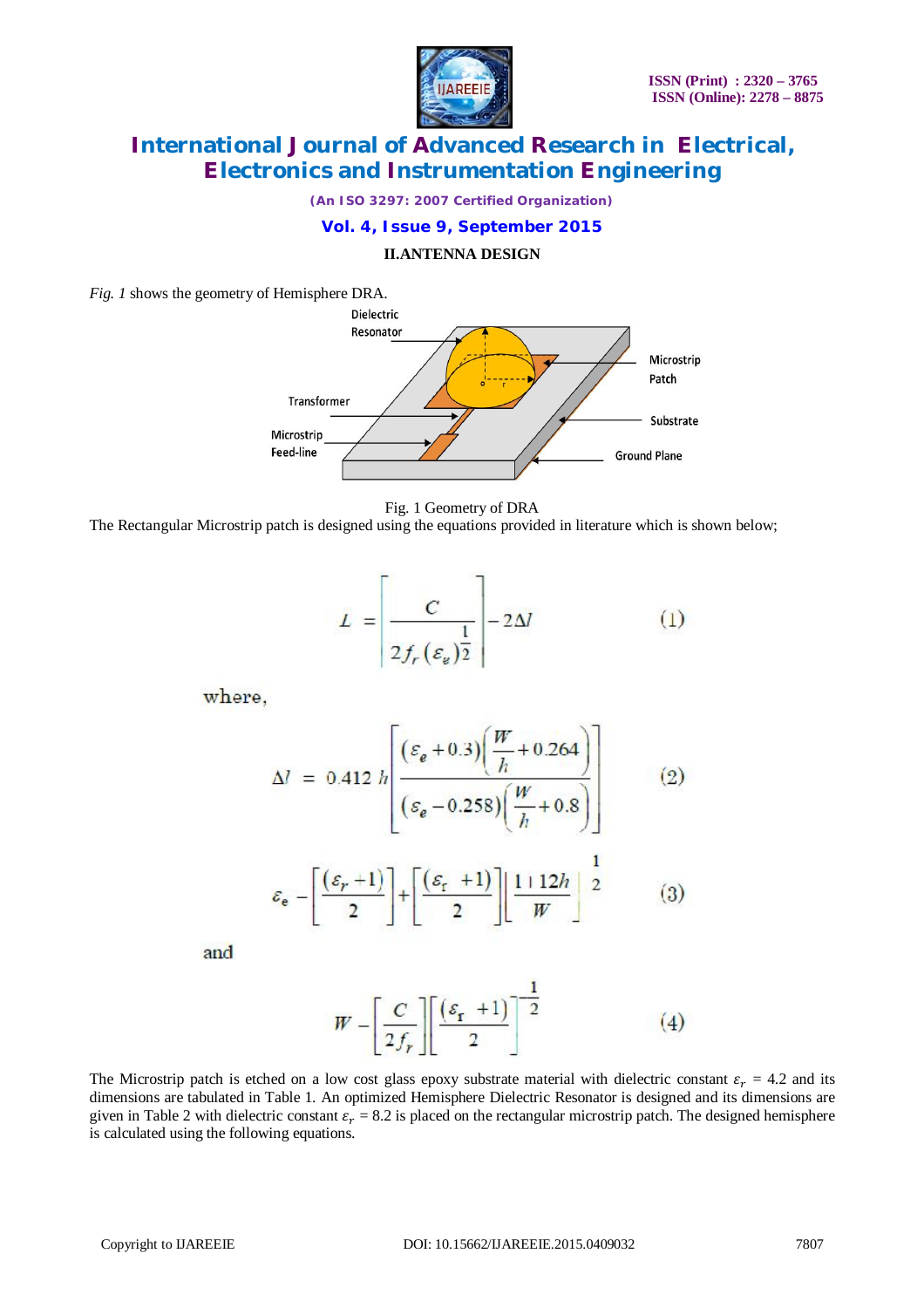## II.ANTENNA DESIGN

*Fig. 1* shows the geometry of Hemisphere DRA.

Fig. 1 Geometry of DRA

The Rectangular Microstrip patch is designed using the equations provided in literature which is shown below;

$$L = \left[ \frac{C}{2 f_r (\varepsilon_e)^{\frac{1}{2}}} \right] - 2\Delta l \qquad (1)$$

where,

$$\Delta l = 0.412\, h \left[ \frac{(\varepsilon_e + 0.3)\left(\frac{W}{h} + 0.264\right)}{(\varepsilon_e - 0.258)\left(\frac{W}{h} + 0.8\right)} \right] \qquad (2)$$

$$\varepsilon_e = \left[ \frac{(\varepsilon_r + 1)}{2} \right] + \left[ \frac{(\varepsilon_r + 1)}{2} \right] \left[ 1 + \frac{12h}{W} \right]^{\frac{1}{2}} \qquad (3)$$

and

$$W = \left[ \frac{C}{2 f_r} \right] \left[ \frac{(\varepsilon_r + 1)}{2} \right]^{\frac{1}{2}} \qquad (4)$$

The Microstrip patch is etched on a low cost glass epoxy substrate material with dielectric constant $\varepsilon_r$ = 4.2 and its dimensions are tabulated in Table 1. An optimized Hemisphere Dielectric Resonator is designed and its dimensions are given in Table 2 with dielectric constant $\varepsilon_r$ = 8.2 is placed on the rectangular microstrip patch. The designed hemisphere is calculated using the following equations.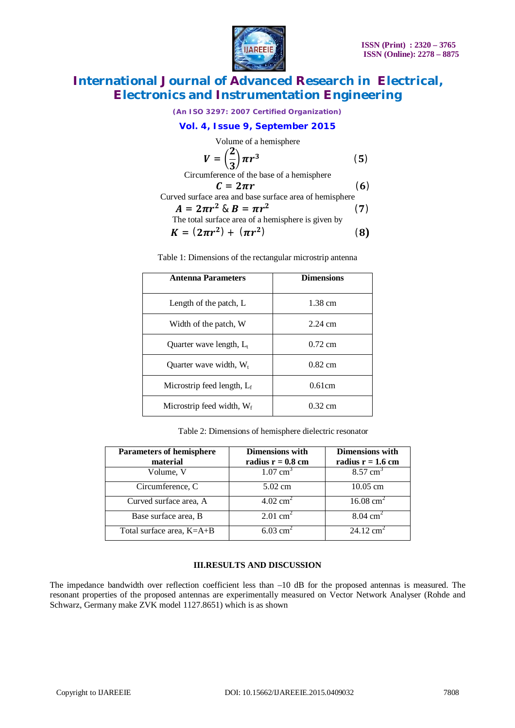Volume of a hemisphere

$$V = \left(\frac{2}{3}\right)\pi r^3 \qquad (5)$$

Circumference of the base of a hemisphere

$$C = 2\pi r \qquad (6)$$

Curved surface area and base surface area of hemisphere

$$A = 2\pi r^2 \;\&\; B = \pi r^2 \qquad (7)$$

The total surface area of a hemisphere is given by

$$K = (2\pi r^2) + (\pi r^2) \qquad (8)$$

Table 1: Dimensions of the rectangular microstrip antenna

| Antenna Parameters | Dimensions |
|---|---|
| Length of the patch, L | 1.38 cm |
| Width of the patch, W | 2.24 cm |
| Quarter wave length, $L_t$ | 0.72 cm |
| Quarter wave width, $W_t$ | 0.82 cm |
| Microstrip feed length, $L_f$ | 0.61cm |
| Microstrip feed width, $W_f$ | 0.32 cm |

Table 2: Dimensions of hemisphere dielectric resonator

| Parameters of hemisphere material | Dimensions with radius r = 0.8 cm | Dimensions with radius r = 1.6 cm |
|---|---|---|
| Volume, V | 1.07 $cm^3$ | 8.57 $cm^3$ |
| Circumference, C | 5.02 cm | 10.05 cm |
| Curved surface area, A | 4.02 $cm^2$ | 16.08 $cm^2$ |
| Base surface area, B | 2.01 $cm^2$ | 8.04 $cm^2$ |
| Total surface area, K=A+B | 6.03 $cm^2$ | 24.12 $cm^2$ |

## III.RESULTS AND DISCUSSION

The impedance bandwidth over reflection coefficient less than –10 dB for the proposed antennas is measured. The resonant properties of the proposed antennas are experimentally measured on Vector Network Analyser (Rohde and Schwarz, Germany make ZVK model 1127.8651) which is as shown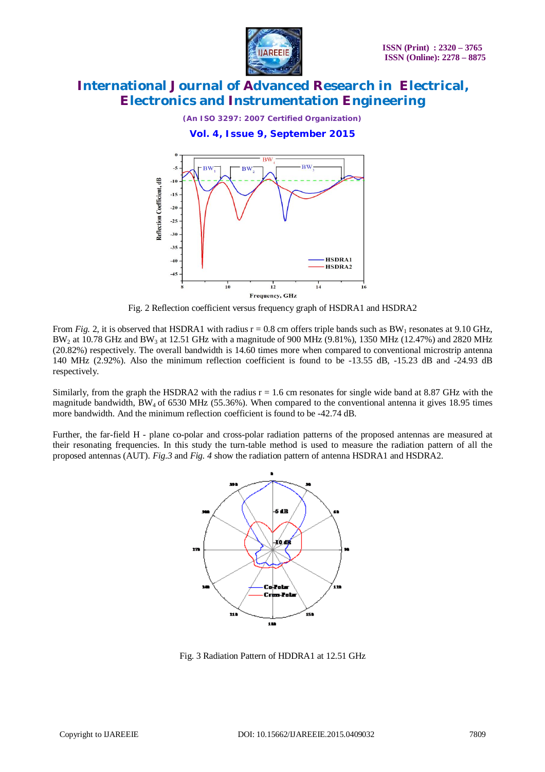Fig. 2 Reflection coefficient versus frequency graph of HSDRA1 and HSDRA2

From *Fig.* 2, it is observed that HSDRA1 with radius r = 0.8 cm offers triple bands such as $BW_1$ resonates at 9.10 GHz, $BW_2$ at 10.78 GHz and $BW_3$ at 12.51 GHz with a magnitude of 900 MHz (9.81%), 1350 MHz (12.47%) and 2820 MHz (20.82%) respectively. The overall bandwidth is 14.60 times more when compared to conventional microstrip antenna 140 MHz (2.92%). Also the minimum reflection coefficient is found to be -13.55 dB, -15.23 dB and -24.93 dB respectively.

Similarly, from the graph the HSDRA2 with the radius r = 1.6 cm resonates for single wide band at 8.87 GHz with the magnitude bandwidth, $BW_4$ of 6530 MHz (55.36%). When compared to the conventional antenna it gives 18.95 times more bandwidth. And the minimum reflection coefficient is found to be -42.74 dB.

Further, the far-field H - plane co-polar and cross-polar radiation patterns of the proposed antennas are measured at their resonating frequencies. In this study the turn-table method is used to measure the radiation pattern of all the proposed antennas (AUT). *Fig.3* and *Fig. 4* show the radiation pattern of antenna HSDRA1 and HSDRA2.

Fig. 3 Radiation Pattern of HDDRA1 at 12.51 GHz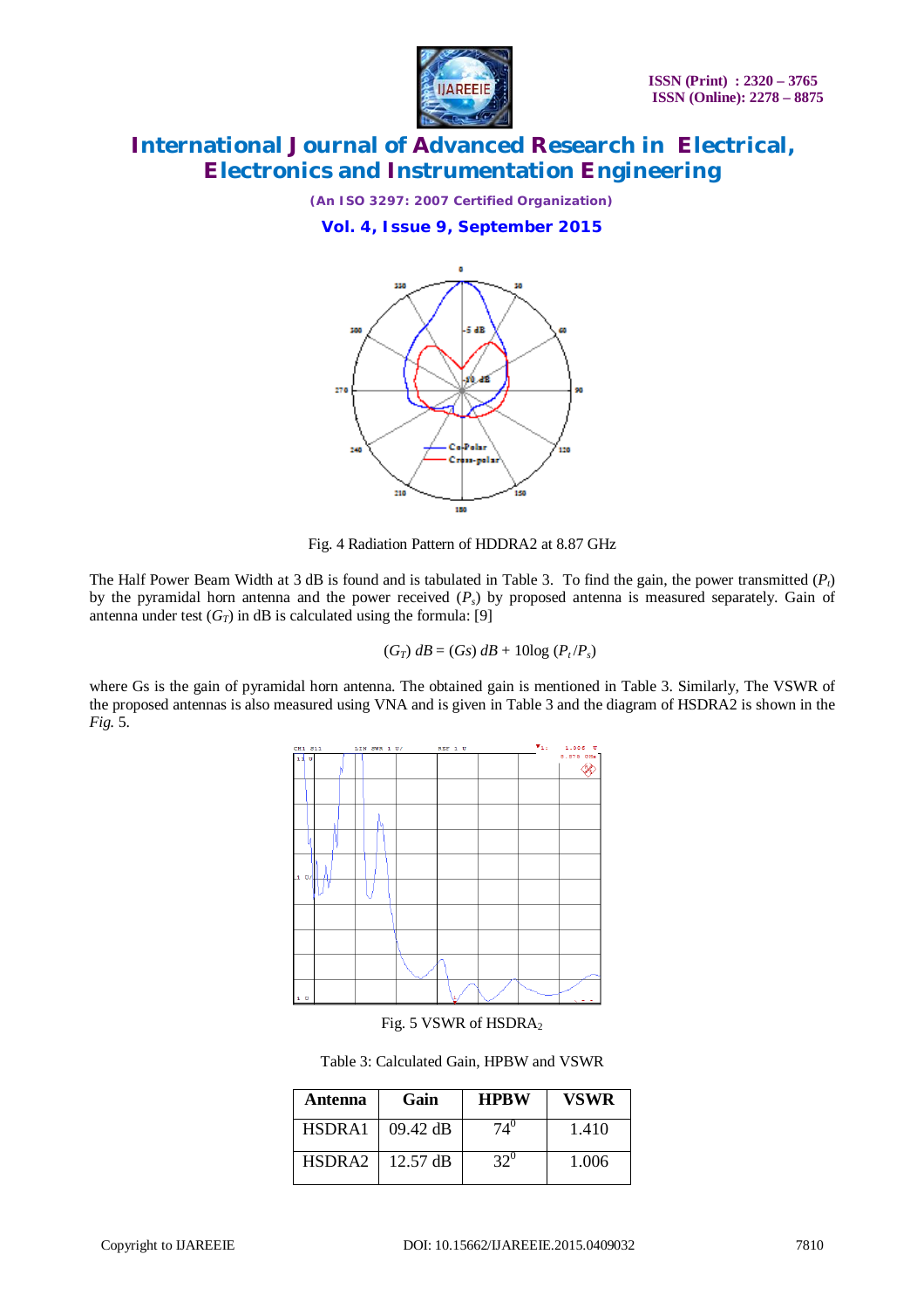Fig. 4 Radiation Pattern of HDDRA2 at 8.87 GHz

The Half Power Beam Width at 3 dB is found and is tabulated in Table 3. To find the gain, the power transmitted ($P_t$) by the pyramidal horn antenna and the power received ($P_s$) by proposed antenna is measured separately. Gain of antenna under test ($G_T$) in dB is calculated using the formula: [9]

$$(G_T)\ dB = (Gs)\ dB + 10\log\ (P_t / P_s)$$

where Gs is the gain of pyramidal horn antenna. The obtained gain is mentioned in Table 3. Similarly, The VSWR of the proposed antennas is also measured using VNA and is given in Table 3 and the diagram of HSDRA2 is shown in the *Fig.* 5.

Fig. 5 VSWR of $HSDRA_2$

Table 3: Calculated Gain, HPBW and VSWR

| Antenna | Gain | HPBW | VSWR |
| --- | --- | --- | --- |
| HSDRA1 | 09.42 dB | $74^0$ | 1.410 |
| HSDRA2 | 12.57 dB | $32^0$ | 1.006 |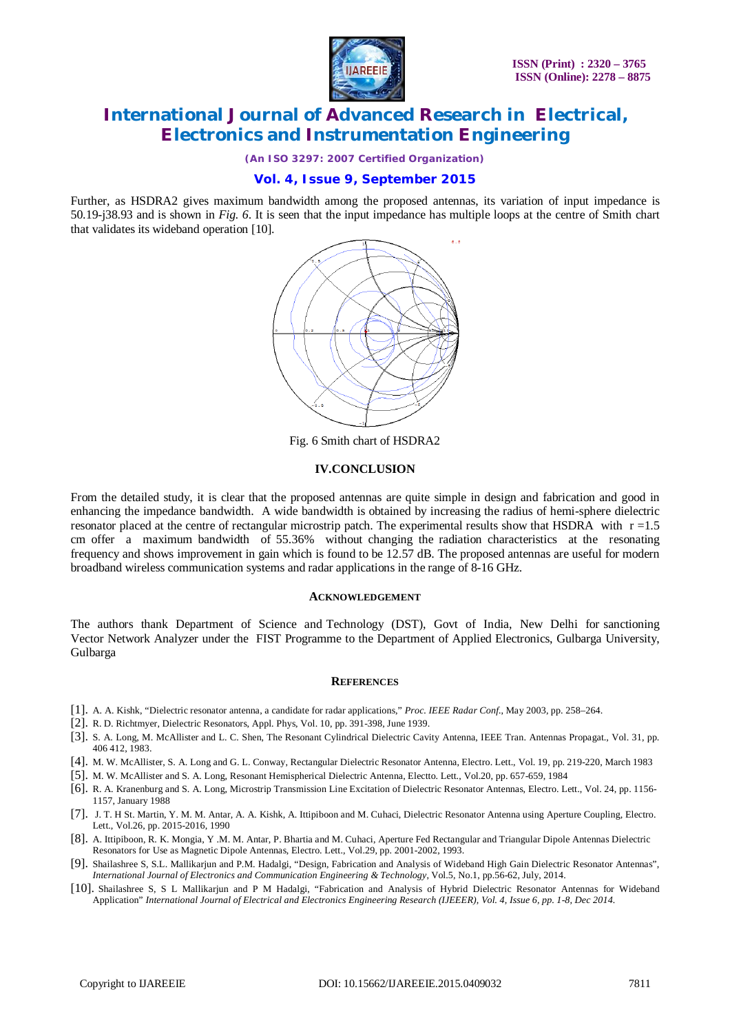Further, as HSDRA2 gives maximum bandwidth among the proposed antennas, its variation of input impedance is 50.19-j38.93 and is shown in *Fig. 6*. It is seen that the input impedance has multiple loops at the centre of Smith chart that validates its wideband operation [10].

Fig. 6 Smith chart of HSDRA2

### IV.CONCLUSION

From the detailed study, it is clear that the proposed antennas are quite simple in design and fabrication and good in enhancing the impedance bandwidth. A wide bandwidth is obtained by increasing the radius of hemi-sphere dielectric resonator placed at the centre of rectangular microstrip patch. The experimental results show that HSDRA with r =1.5 cm offer a maximum bandwidth of 55.36% without changing the radiation characteristics at the resonating frequency and shows improvement in gain which is found to be 12.57 dB. The proposed antennas are useful for modern broadband wireless communication systems and radar applications in the range of 8-16 GHz.

### ACKNOWLEDGEMENT

The authors thank Department of Science and Technology (DST), Govt of India, New Delhi for sanctioning Vector Network Analyzer under the FIST Programme to the Department of Applied Electronics, Gulbarga University, Gulbarga

### REFERENCES

[1]. A. A. Kishk, "Dielectric resonator antenna, a candidate for radar applications," *Proc. IEEE Radar Conf.*, May 2003, pp. 258–264.

[2]. R. D. Richtmyer, Dielectric Resonators, Appl. Phys, Vol. 10, pp. 391-398, June 1939.

[3]. S. A. Long, M. McAllister and L. C. Shen, The Resonant Cylindrical Dielectric Cavity Antenna, IEEE Tran. Antennas Propagat., Vol. 31, pp. 406 412, 1983.

[4]. M. W. McAllister, S. A. Long and G. L. Conway, Rectangular Dielectric Resonator Antenna, Electro. Lett., Vol. 19, pp. 219-220, March 1983

[5]. M. W. McAllister and S. A. Long, Resonant Hemispherical Dielectric Antenna, Electto. Lett., Vol.20, pp. 657-659, 1984

[6]. R. A. Kranenburg and S. A. Long, Microstrip Transmission Line Excitation of Dielectric Resonator Antennas, Electro. Lett., Vol. 24, pp. 1156-1157, January 1988

[7]. J. T. H St. Martin, Y. M. M. Antar, A. A. Kishk, A. Ittipiboon and M. Cuhaci, Dielectric Resonator Antenna using Aperture Coupling, Electro. Lett., Vol.26, pp. 2015-2016, 1990

[8]. A. Ittipiboon, R. K. Mongia, Y .M. M. Antar, P. Bhartia and M. Cuhaci, Aperture Fed Rectangular and Triangular Dipole Antennas Dielectric Resonators for Use as Magnetic Dipole Antennas, Electro. Lett., Vol.29, pp. 2001-2002, 1993.

[9]. Shailashree S, S.L. Mallikarjun and P.M. Hadalgi, "Design, Fabrication and Analysis of Wideband High Gain Dielectric Resonator Antennas", *International Journal of Electronics and Communication Engineering & Technology*, Vol.5, No.1, pp.56-62, July, 2014.

[10]. Shailashree S, S L Mallikarjun and P M Hadalgi, "Fabrication and Analysis of Hybrid Dielectric Resonator Antennas for Wideband Application" *International Journal of Electrical and Electronics Engineering Research (IJEEER), Vol. 4, Issue 6, pp. 1-8, Dec 2014.*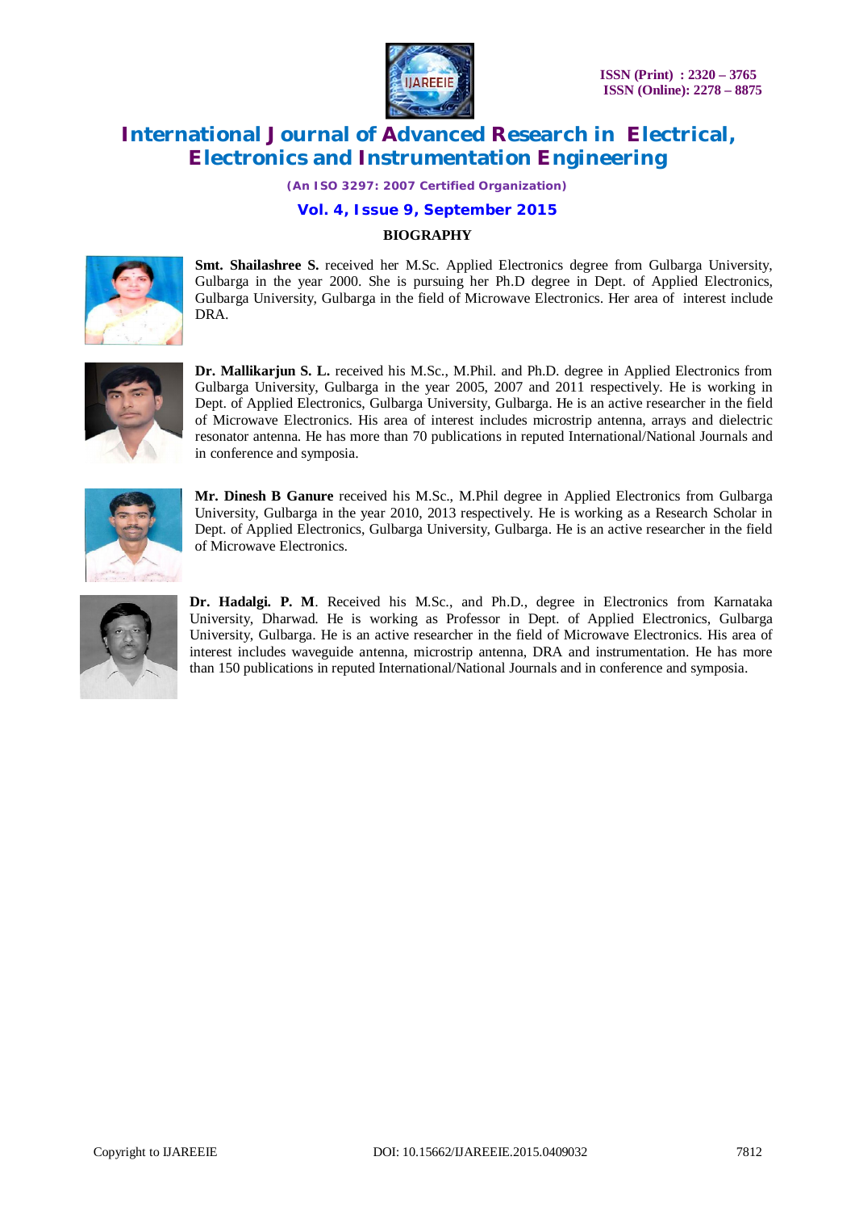## BIOGRAPHY

**Smt. Shailashree S.** received her M.Sc. Applied Electronics degree from Gulbarga University, Gulbarga in the year 2000. She is pursuing her Ph.D degree in Dept. of Applied Electronics, Gulbarga University, Gulbarga in the field of Microwave Electronics. Her area of interest include DRA.

**Dr. Mallikarjun S. L.** received his M.Sc., M.Phil. and Ph.D. degree in Applied Electronics from Gulbarga University, Gulbarga in the year 2005, 2007 and 2011 respectively. He is working in Dept. of Applied Electronics, Gulbarga University, Gulbarga. He is an active researcher in the field of Microwave Electronics. His area of interest includes microstrip antenna, arrays and dielectric resonator antenna. He has more than 70 publications in reputed International/National Journals and in conference and symposia.

**Mr. Dinesh B Ganure** received his M.Sc., M.Phil degree in Applied Electronics from Gulbarga University, Gulbarga in the year 2010, 2013 respectively. He is working as a Research Scholar in Dept. of Applied Electronics, Gulbarga University, Gulbarga. He is an active researcher in the field of Microwave Electronics.

**Dr. Hadalgi. P. M**. Received his M.Sc., and Ph.D., degree in Electronics from Karnataka University, Dharwad. He is working as Professor in Dept. of Applied Electronics, Gulbarga University, Gulbarga. He is an active researcher in the field of Microwave Electronics. His area of interest includes waveguide antenna, microstrip antenna, DRA and instrumentation. He has more than 150 publications in reputed International/National Journals and in conference and symposia.